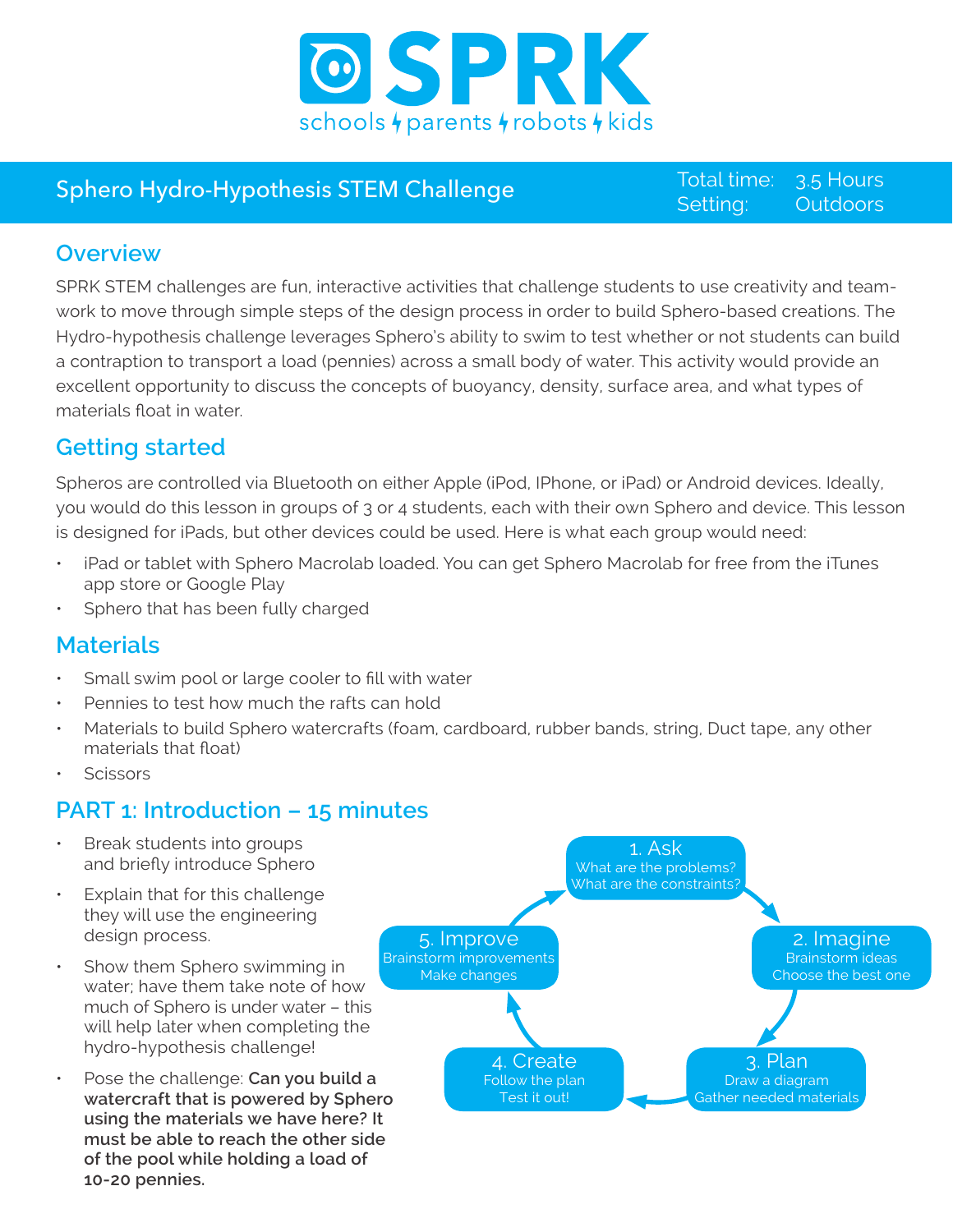# SPRK

schools · parents · robots · kids

## Sphero Hydro-Hypothesis STEM Challenge

Total time: 3.5 Hours
Setting: Outdoors

## Overview

SPRK STEM challenges are fun, interactive activities that challenge students to use creativity and teamwork to move through simple steps of the design process in order to build Sphero-based creations. The Hydro-hypothesis challenge leverages Sphero's ability to swim to test whether or not students can build a contraption to transport a load (pennies) across a small body of water. This activity would provide an excellent opportunity to discuss the concepts of buoyancy, density, surface area, and what types of materials float in water.

## Getting started

Spheros are controlled via Bluetooth on either Apple (iPod, IPhone, or iPad) or Android devices. Ideally, you would do this lesson in groups of 3 or 4 students, each with their own Sphero and device. This lesson is designed for iPads, but other devices could be used. Here is what each group would need:

- iPad or tablet with Sphero Macrolab loaded. You can get Sphero Macrolab for free from the iTunes app store or Google Play
- Sphero that has been fully charged

## Materials

- Small swim pool or large cooler to fill with water
- Pennies to test how much the rafts can hold
- Materials to build Sphero watercrafts (foam, cardboard, rubber bands, string, Duct tape, any other materials that float)
- Scissors

## PART 1: Introduction – 15 minutes

- Break students into groups and briefly introduce Sphero
- Explain that for this challenge they will use the engineering design process.
- Show them Sphero swimming in water; have them take note of how much of Sphero is under water – this will help later when completing the hydro-hypothesis challenge!
- Pose the challenge: **Can you build a watercraft that is powered by Sphero using the materials we have here? It must be able to reach the other side of the pool while holding a load of 10-20 pennies.**

1. Ask – What are the problems? What are the constraints?
2. Imagine – Brainstorm ideas. Choose the best one
3. Plan – Draw a diagram. Gather needed materials
4. Create – Follow the plan. Test it out!
5. Improve – Brainstorm improvements. Make changes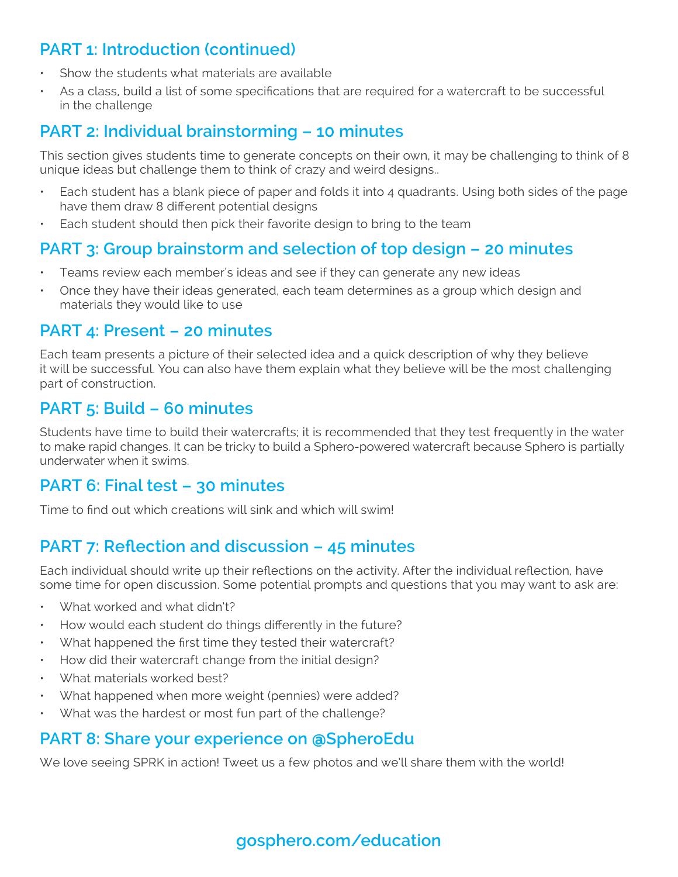## PART 1: Introduction (continued)

- Show the students what materials are available
- As a class, build a list of some specifications that are required for a watercraft to be successful in the challenge

## PART 2: Individual brainstorming – 10 minutes

This section gives students time to generate concepts on their own, it may be challenging to think of 8 unique ideas but challenge them to think of crazy and weird designs..

- Each student has a blank piece of paper and folds it into 4 quadrants. Using both sides of the page have them draw 8 different potential designs
- Each student should then pick their favorite design to bring to the team

## PART 3: Group brainstorm and selection of top design – 20 minutes

- Teams review each member's ideas and see if they can generate any new ideas
- Once they have their ideas generated, each team determines as a group which design and materials they would like to use

## PART 4: Present – 20 minutes

Each team presents a picture of their selected idea and a quick description of why they believe it will be successful. You can also have them explain what they believe will be the most challenging part of construction.

## PART 5: Build – 60 minutes

Students have time to build their watercrafts; it is recommended that they test frequently in the water to make rapid changes. It can be tricky to build a Sphero-powered watercraft because Sphero is partially underwater when it swims.

## PART 6: Final test – 30 minutes

Time to find out which creations will sink and which will swim!

## PART 7: Reflection and discussion – 45 minutes

Each individual should write up their reflections on the activity. After the individual reflection, have some time for open discussion. Some potential prompts and questions that you may want to ask are:

- What worked and what didn't?
- How would each student do things differently in the future?
- What happened the first time they tested their watercraft?
- How did their watercraft change from the initial design?
- What materials worked best?
- What happened when more weight (pennies) were added?
- What was the hardest or most fun part of the challenge?

## PART 8: Share your experience on @SpheroEdu

We love seeing SPRK in action! Tweet us a few photos and we'll share them with the world!

gosphero.com/education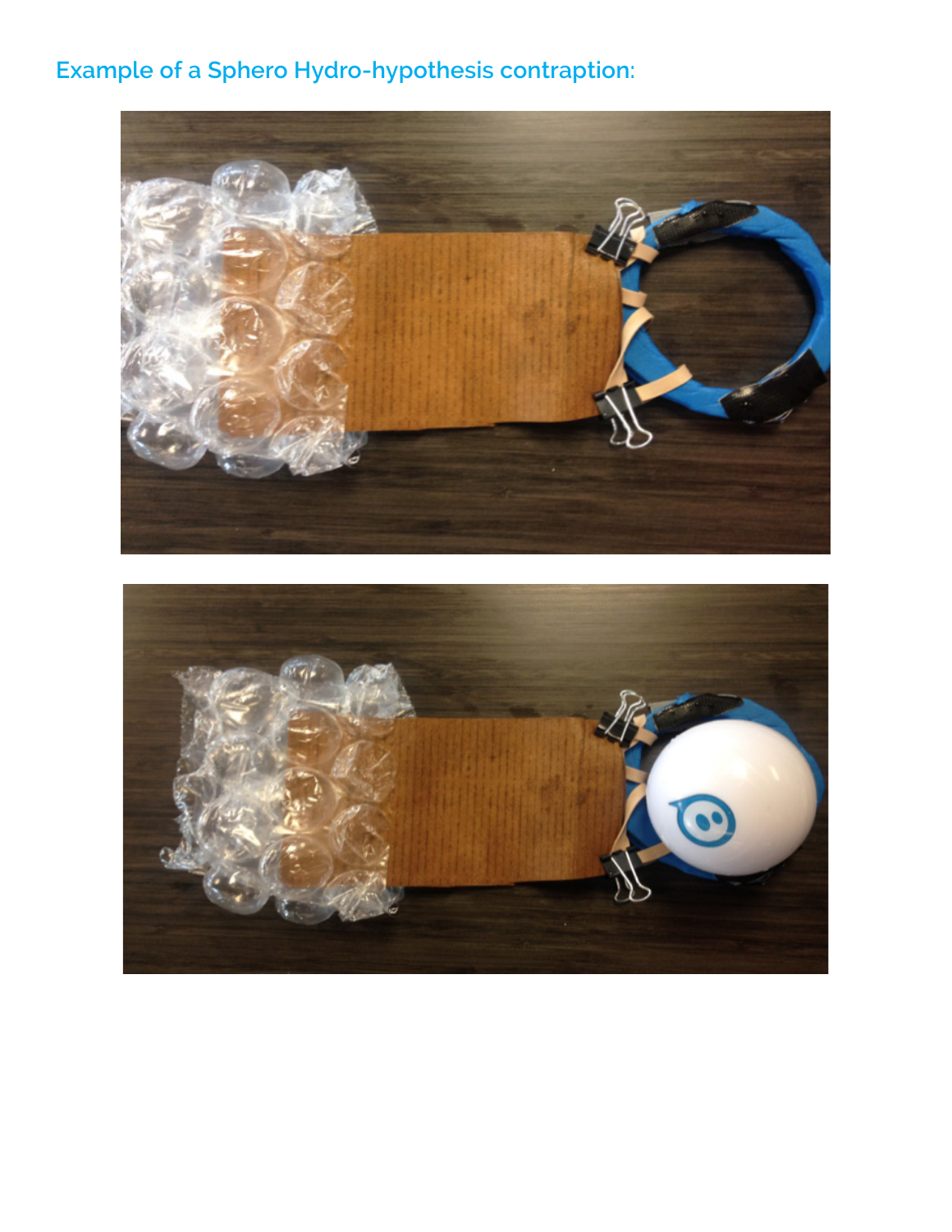## Example of a Sphero Hydro-hypothesis contraption: